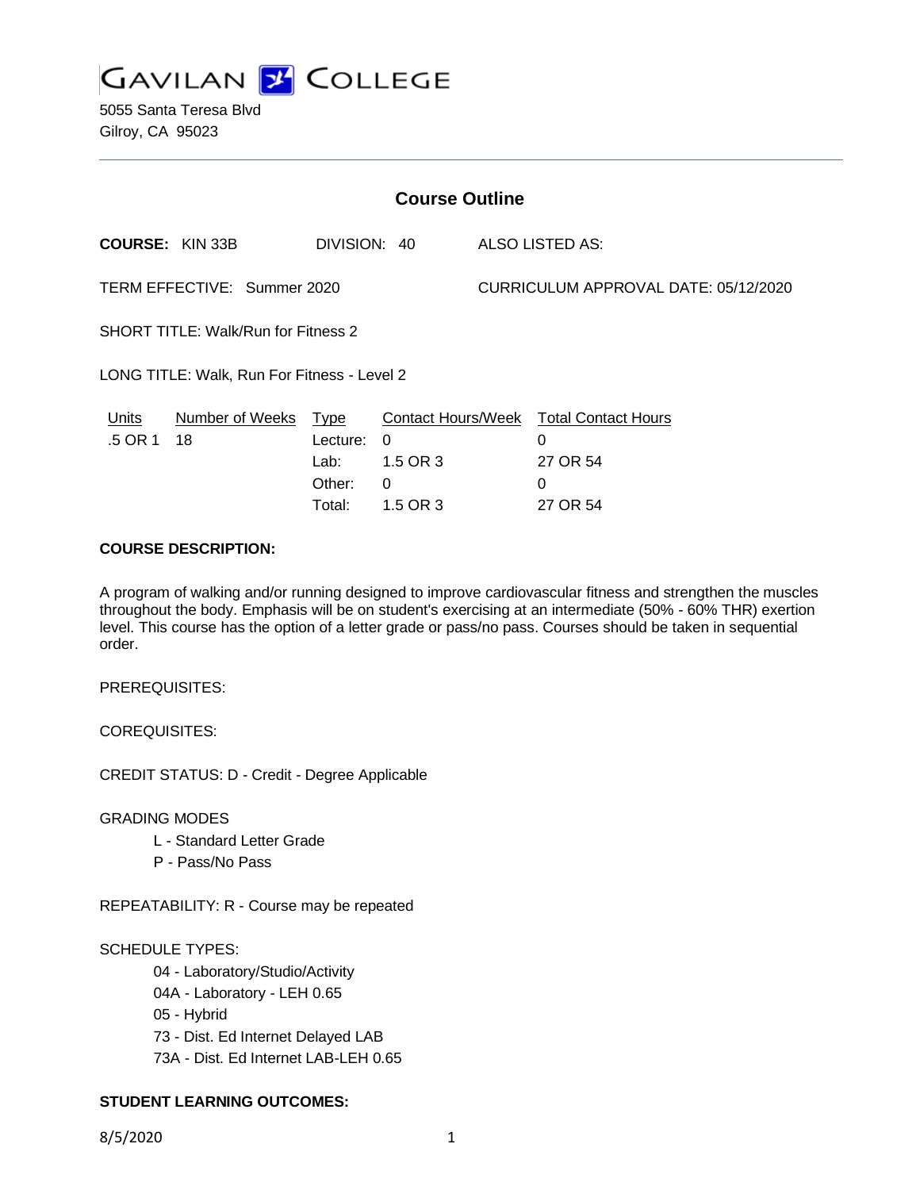# GAVILAN COLLEGE

5055 Santa Teresa Blvd
Gilroy, CA 95023

## Course Outline

**COURSE:** KIN 33B DIVISION: 40 ALSO LISTED AS:

TERM EFFECTIVE: Summer 2020 CURRICULUM APPROVAL DATE: 05/12/2020

SHORT TITLE: Walk/Run for Fitness 2

LONG TITLE: Walk, Run For Fitness - Level 2

| Units | Number of Weeks | Type | Contact Hours/Week | Total Contact Hours |
|---|---|---|---|---|
| .5 OR 1 | 18 | Lecture: | 0 | 0 |
| | | Lab: | 1.5 OR 3 | 27 OR 54 |
| | | Other: | 0 | 0 |
| | | Total: | 1.5 OR 3 | 27 OR 54 |

**COURSE DESCRIPTION:**

A program of walking and/or running designed to improve cardiovascular fitness and strengthen the muscles throughout the body. Emphasis will be on student's exercising at an intermediate (50% - 60% THR) exertion level. This course has the option of a letter grade or pass/no pass. Courses should be taken in sequential order.

PREREQUISITES:

COREQUISITES:

CREDIT STATUS: D - Credit - Degree Applicable

GRADING MODES

- L - Standard Letter Grade
- P - Pass/No Pass

REPEATABILITY: R - Course may be repeated

SCHEDULE TYPES:

- 04 - Laboratory/Studio/Activity
- 04A - Laboratory - LEH 0.65
- 05 - Hybrid
- 73 - Dist. Ed Internet Delayed LAB
- 73A - Dist. Ed Internet LAB-LEH 0.65

**STUDENT LEARNING OUTCOMES:**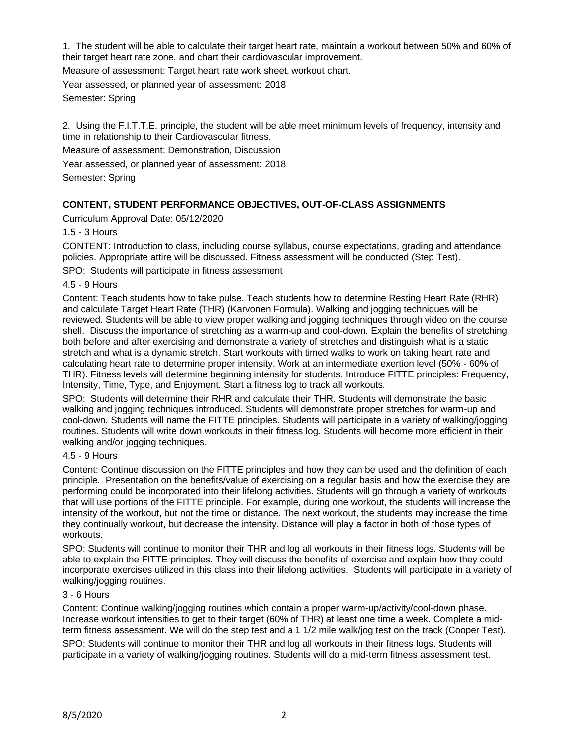1. The student will be able to calculate their target heart rate, maintain a workout between 50% and 60% of their target heart rate zone, and chart their cardiovascular improvement.

Measure of assessment: Target heart rate work sheet, workout chart.

Year assessed, or planned year of assessment: 2018

Semester: Spring

2. Using the F.I.T.T.E. principle, the student will be able meet minimum levels of frequency, intensity and time in relationship to their Cardiovascular fitness.

Measure of assessment: Demonstration, Discussion

Year assessed, or planned year of assessment: 2018

Semester: Spring

## CONTENT, STUDENT PERFORMANCE OBJECTIVES, OUT-OF-CLASS ASSIGNMENTS

Curriculum Approval Date: 05/12/2020

1.5 - 3 Hours

CONTENT: Introduction to class, including course syllabus, course expectations, grading and attendance policies. Appropriate attire will be discussed. Fitness assessment will be conducted (Step Test).

SPO: Students will participate in fitness assessment

4.5 - 9 Hours

Content: Teach students how to take pulse. Teach students how to determine Resting Heart Rate (RHR) and calculate Target Heart Rate (THR) (Karvonen Formula). Walking and jogging techniques will be reviewed. Students will be able to view proper walking and jogging techniques through video on the course shell. Discuss the importance of stretching as a warm-up and cool-down. Explain the benefits of stretching both before and after exercising and demonstrate a variety of stretches and distinguish what is a static stretch and what is a dynamic stretch. Start workouts with timed walks to work on taking heart rate and calculating heart rate to determine proper intensity. Work at an intermediate exertion level (50% - 60% of THR). Fitness levels will determine beginning intensity for students. Introduce FITTE principles: Frequency, Intensity, Time, Type, and Enjoyment. Start a fitness log to track all workouts.

SPO: Students will determine their RHR and calculate their THR. Students will demonstrate the basic walking and jogging techniques introduced. Students will demonstrate proper stretches for warm-up and cool-down. Students will name the FITTE principles. Students will participate in a variety of walking/jogging routines. Students will write down workouts in their fitness log. Students will become more efficient in their walking and/or jogging techniques.

4.5 - 9 Hours

Content: Continue discussion on the FITTE principles and how they can be used and the definition of each principle. Presentation on the benefits/value of exercising on a regular basis and how the exercise they are performing could be incorporated into their lifelong activities. Students will go through a variety of workouts that will use portions of the FITTE principle. For example, during one workout, the students will increase the intensity of the workout, but not the time or distance. The next workout, the students may increase the time they continually workout, but decrease the intensity. Distance will play a factor in both of those types of workouts.

SPO: Students will continue to monitor their THR and log all workouts in their fitness logs. Students will be able to explain the FITTE principles. They will discuss the benefits of exercise and explain how they could incorporate exercises utilized in this class into their lifelong activities. Students will participate in a variety of walking/jogging routines.

3 - 6 Hours

Content: Continue walking/jogging routines which contain a proper warm-up/activity/cool-down phase. Increase workout intensities to get to their target (60% of THR) at least one time a week. Complete a mid-term fitness assessment. We will do the step test and a 1 1/2 mile walk/jog test on the track (Cooper Test).

SPO: Students will continue to monitor their THR and log all workouts in their fitness logs. Students will participate in a variety of walking/jogging routines. Students will do a mid-term fitness assessment test.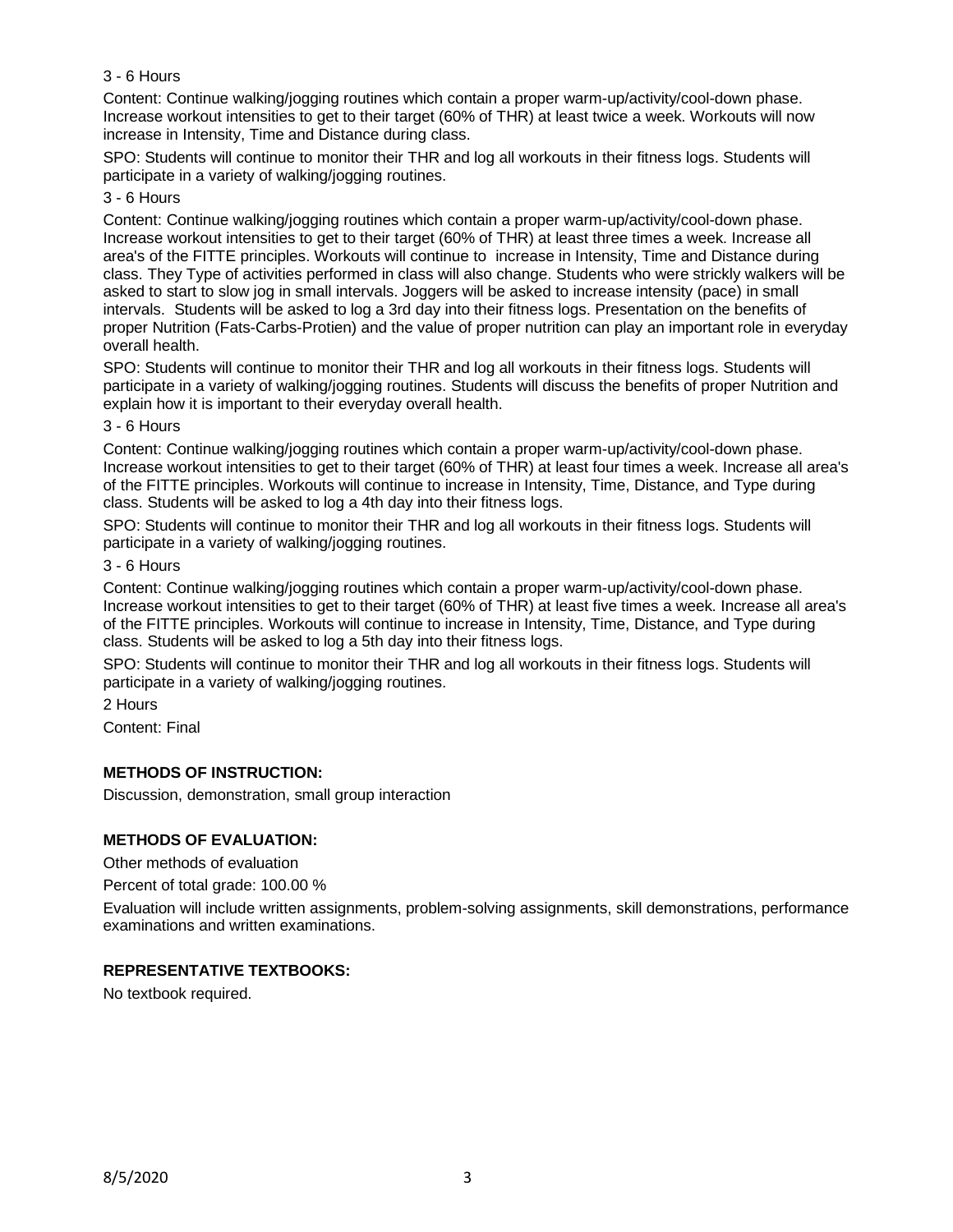3 - 6 Hours

Content: Continue walking/jogging routines which contain a proper warm-up/activity/cool-down phase. Increase workout intensities to get to their target (60% of THR) at least twice a week. Workouts will now increase in Intensity, Time and Distance during class.

SPO: Students will continue to monitor their THR and log all workouts in their fitness logs. Students will participate in a variety of walking/jogging routines.

3 - 6 Hours

Content: Continue walking/jogging routines which contain a proper warm-up/activity/cool-down phase. Increase workout intensities to get to their target (60% of THR) at least three times a week. Increase all area's of the FITTE principles. Workouts will continue to increase in Intensity, Time and Distance during class. They Type of activities performed in class will also change. Students who were strickly walkers will be asked to start to slow jog in small intervals. Joggers will be asked to increase intensity (pace) in small intervals. Students will be asked to log a 3rd day into their fitness logs. Presentation on the benefits of proper Nutrition (Fats-Carbs-Protien) and the value of proper nutrition can play an important role in everyday overall health.

SPO: Students will continue to monitor their THR and log all workouts in their fitness logs. Students will participate in a variety of walking/jogging routines. Students will discuss the benefits of proper Nutrition and explain how it is important to their everyday overall health.

3 - 6 Hours

Content: Continue walking/jogging routines which contain a proper warm-up/activity/cool-down phase. Increase workout intensities to get to their target (60% of THR) at least four times a week. Increase all area's of the FITTE principles. Workouts will continue to increase in Intensity, Time, Distance, and Type during class. Students will be asked to log a 4th day into their fitness logs.

SPO: Students will continue to monitor their THR and log all workouts in their fitness logs. Students will participate in a variety of walking/jogging routines.

3 - 6 Hours

Content: Continue walking/jogging routines which contain a proper warm-up/activity/cool-down phase. Increase workout intensities to get to their target (60% of THR) at least five times a week. Increase all area's of the FITTE principles. Workouts will continue to increase in Intensity, Time, Distance, and Type during class. Students will be asked to log a 5th day into their fitness logs.

SPO: Students will continue to monitor their THR and log all workouts in their fitness logs. Students will participate in a variety of walking/jogging routines.

2 Hours

Content: Final

## METHODS OF INSTRUCTION:

Discussion, demonstration, small group interaction

## METHODS OF EVALUATION:

Other methods of evaluation

Percent of total grade: 100.00 %

Evaluation will include written assignments, problem-solving assignments, skill demonstrations, performance examinations and written examinations.

## REPRESENTATIVE TEXTBOOKS:

No textbook required.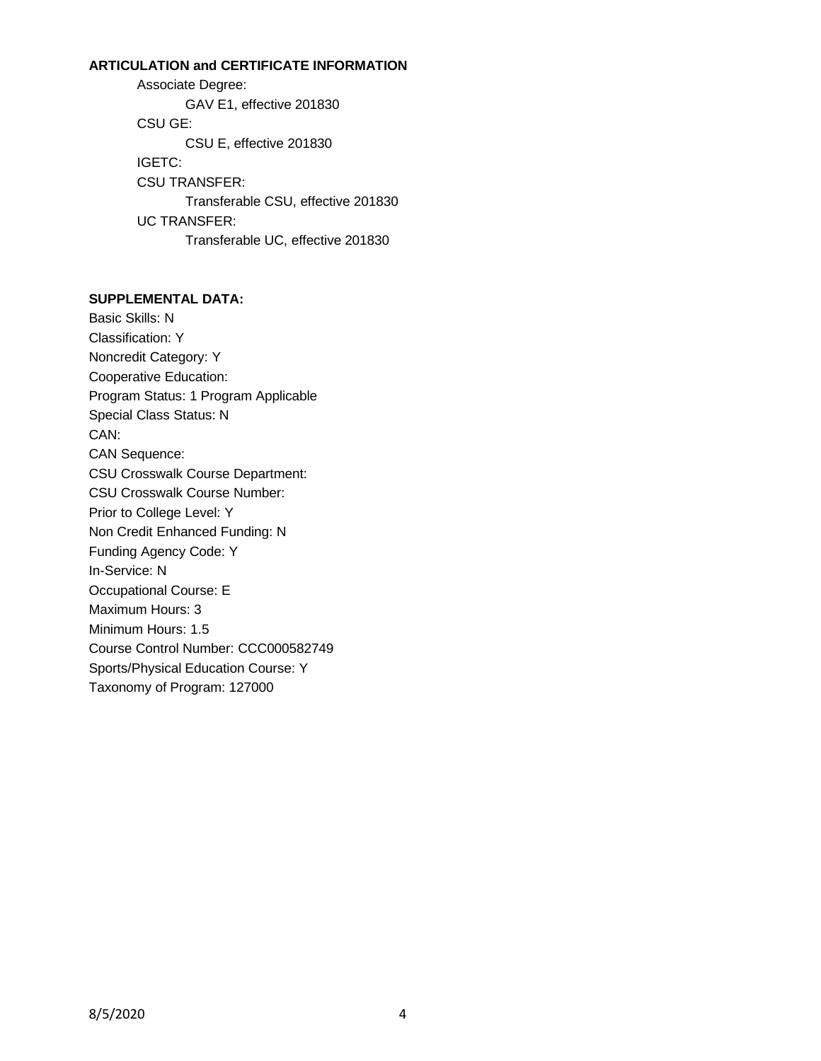**ARTICULATION and CERTIFICATE INFORMATION**

Associate Degree:

GAV E1, effective 201830

CSU GE:

CSU E, effective 201830

IGETC:

CSU TRANSFER:

Transferable CSU, effective 201830

UC TRANSFER:

Transferable UC, effective 201830

**SUPPLEMENTAL DATA:**

Basic Skills: N
Classification: Y
Noncredit Category: Y
Cooperative Education:
Program Status: 1 Program Applicable
Special Class Status: N
CAN:
CAN Sequence:
CSU Crosswalk Course Department:
CSU Crosswalk Course Number:
Prior to College Level: Y
Non Credit Enhanced Funding: N
Funding Agency Code: Y
In-Service: N
Occupational Course: E
Maximum Hours: 3
Minimum Hours: 1.5
Course Control Number: CCC000582749
Sports/Physical Education Course: Y
Taxonomy of Program: 127000